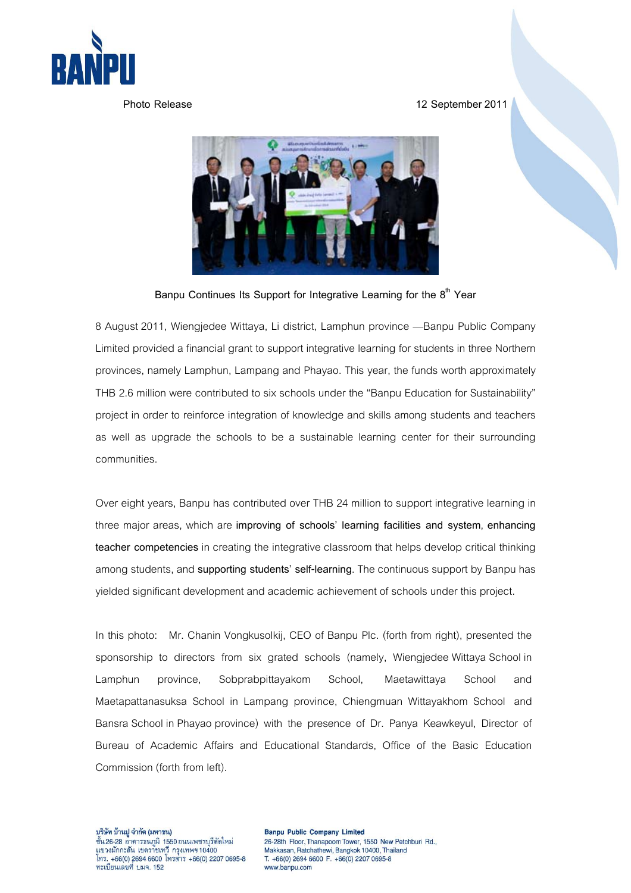Photo Release

12 September 2011

## Banpu Continues Its Support for Integrative Learning for the 8th Year

8 August 2011, Wiengjedee Wittaya, Li district, Lamphun province —Banpu Public Company Limited provided a financial grant to support integrative learning for students in three Northern provinces, namely Lamphun, Lampang and Phayao. This year, the funds worth approximately THB 2.6 million were contributed to six schools under the "Banpu Education for Sustainability" project in order to reinforce integration of knowledge and skills among students and teachers as well as upgrade the schools to be a sustainable learning center for their surrounding communities.

Over eight years, Banpu has contributed over THB 24 million to support integrative learning in three major areas, which are **improving of schools' learning facilities and system**, **enhancing teacher competencies** in creating the integrative classroom that helps develop critical thinking among students, and **supporting students' self-learning**. The continuous support by Banpu has yielded significant development and academic achievement of schools under this project.

In this photo: Mr. Chanin Vongkusolkij, CEO of Banpu Plc. (forth from right), presented the sponsorship to directors from six grated schools (namely, Wiengjedee Wittaya School in Lamphun province, Sobprabpittayakom School, Maetawittaya School and Maetapattanasuksa School in Lampang province, Chiengmuan Wittayakhom School and Bansra School in Phayao province) with the presence of Dr. Panya Keawkeyul, Director of Bureau of Academic Affairs and Educational Standards, Office of the Basic Education Commission (forth from left).

บริษัท บ้านปู จำกัด (มหาชน)
ชั้น 26-28 อาคารธนภูมิ 1550 ถนนเพชรบุรีตัดใหม่
แขวงมักกะสัน เขตราชเทวี กรุงเทพฯ 10400
โทร. +66(0) 2694 6600 โทรสาร +66(0) 2207 0695-8
ทะเบียนเลขที่ บมจ. 152

**Banpu Public Company Limited**
26-28th Floor, Thanapoom Tower, 1550 New Petchburi Rd.,
Makkasan, Ratchathewi, Bangkok 10400, Thailand
T. +66(0) 2694 6600 F. +66(0) 2207 0695-8
www.banpu.com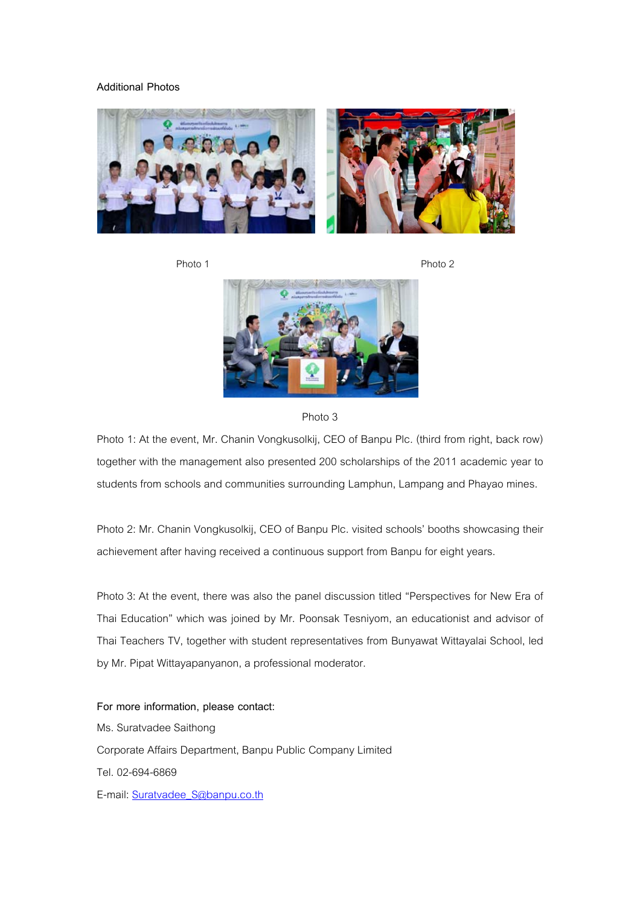**Additional Photos**

Photo 1

Photo 2

Photo 3

Photo 1: At the event, Mr. Chanin Vongkusolkij, CEO of Banpu Plc. (third from right, back row) together with the management also presented 200 scholarships of the 2011 academic year to students from schools and communities surrounding Lamphun, Lampang and Phayao mines.

Photo 2: Mr. Chanin Vongkusolkij, CEO of Banpu Plc. visited schools' booths showcasing their achievement after having received a continuous support from Banpu for eight years.

Photo 3: At the event, there was also the panel discussion titled "Perspectives for New Era of Thai Education" which was joined by Mr. Poonsak Tesniyom, an educationist and advisor of Thai Teachers TV, together with student representatives from Bunyawat Wittayalai School, led by Mr. Pipat Wittayapanyanon, a professional moderator.

**For more information, please contact:**

Ms. Suratvadee Saithong

Corporate Affairs Department, Banpu Public Company Limited

Tel. 02-694-6869

E-mail: Suratvadee_S@banpu.co.th